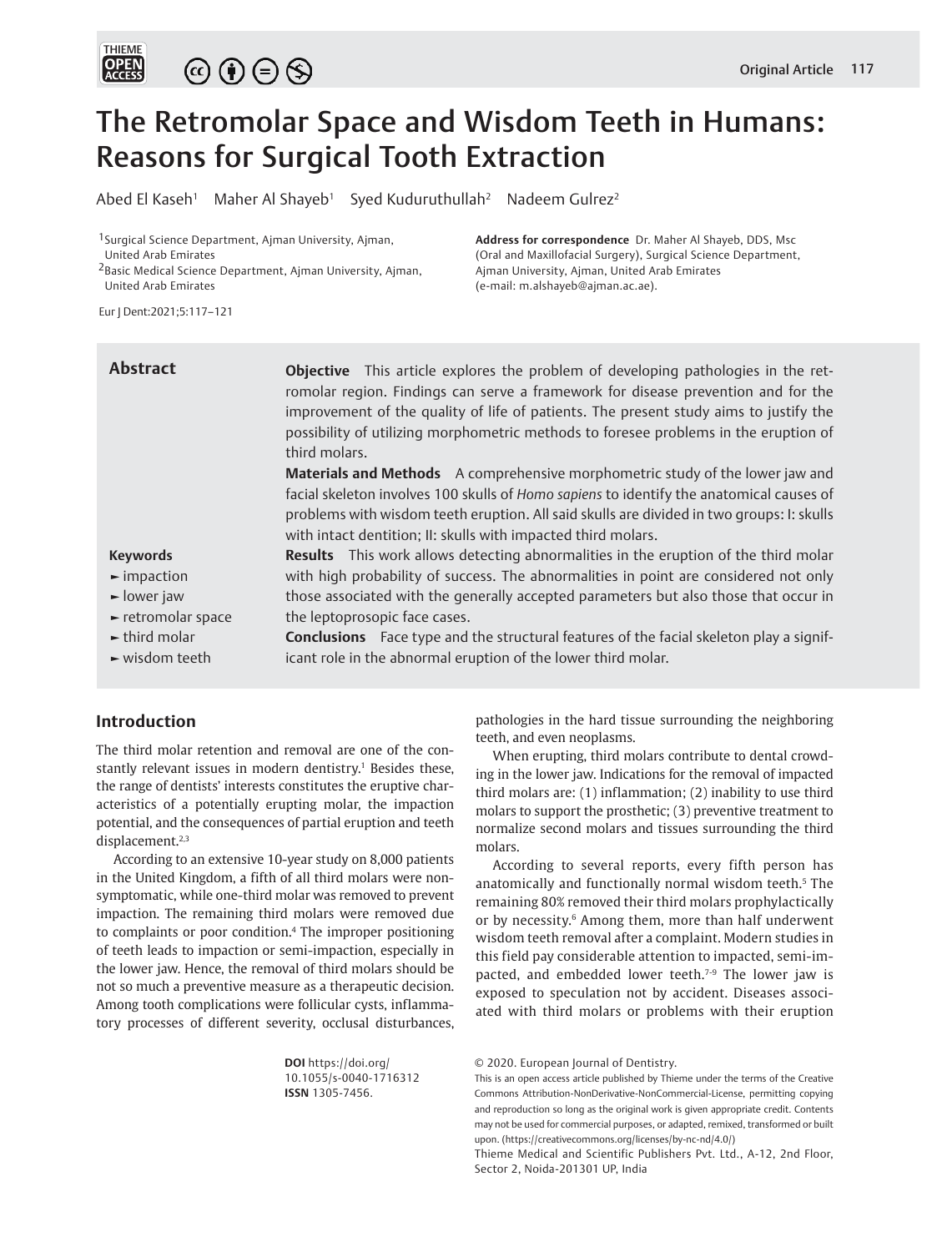# The Retromolar Space and Wisdom Teeth in Humans: Reasons for Surgical Tooth Extraction

Abed El Kaseh[1] Maher Al Shayeb[1] Syed Kuduruthullah[2] Nadeem Gulrez[2]

[1]Surgical Science Department, Ajman University, Ajman, United Arab Emirates
[2]Basic Medical Science Department, Ajman University, Ajman, United Arab Emirates

**Address for correspondence** Dr. Maher Al Shayeb, DDS, Msc (Oral and Maxillofacial Surgery), Surgical Science Department, Ajman University, Ajman, United Arab Emirates (e-mail: m.alshayeb@ajman.ac.ae).

Eur J Dent:2021;5:117–121

## Abstract

**Objective** This article explores the problem of developing pathologies in the retromolar region. Findings can serve a framework for disease prevention and for the improvement of the quality of life of patients. The present study aims to justify the possibility of utilizing morphometric methods to foresee problems in the eruption of third molars.

**Materials and Methods** A comprehensive morphometric study of the lower jaw and facial skeleton involves 100 skulls of *Homo sapiens* to identify the anatomical causes of problems with wisdom teeth eruption. All said skulls are divided in two groups: I: skulls with intact dentition; II: skulls with impacted third molars.

**Results** This work allows detecting abnormalities in the eruption of the third molar with high probability of success. The abnormalities in point are considered not only those associated with the generally accepted parameters but also those that occur in the leptoprosopic face cases.

**Conclusions** Face type and the structural features of the facial skeleton play a significant role in the abnormal eruption of the lower third molar.

**Keywords**
- impaction
- lower jaw
- retromolar space
- third molar
- wisdom teeth

## Introduction

The third molar retention and removal are one of the constantly relevant issues in modern dentistry.[1] Besides these, the range of dentists' interests constitutes the eruptive characteristics of a potentially erupting molar, the impaction potential, and the consequences of partial eruption and teeth displacement.[2,3]

According to an extensive 10-year study on 8,000 patients in the United Kingdom, a fifth of all third molars were nonsymptomatic, while one-third molar was removed to prevent impaction. The remaining third molars were removed due to complaints or poor condition.[4] The improper positioning of teeth leads to impaction or semi-impaction, especially in the lower jaw. Hence, the removal of third molars should be not so much a preventive measure as a therapeutic decision. Among tooth complications were follicular cysts, inflammatory processes of different severity, occlusal disturbances, pathologies in the hard tissue surrounding the neighboring teeth, and even neoplasms.

When erupting, third molars contribute to dental crowding in the lower jaw. Indications for the removal of impacted third molars are: (1) inflammation; (2) inability to use third molars to support the prosthetic; (3) preventive treatment to normalize second molars and tissues surrounding the third molars.

According to several reports, every fifth person has anatomically and functionally normal wisdom teeth.[5] The remaining 80% removed their third molars prophylactically or by necessity.[6] Among them, more than half underwent wisdom teeth removal after a complaint. Modern studies in this field pay considerable attention to impacted, semi-impacted, and embedded lower teeth.[7-9] The lower jaw is exposed to speculation not by accident. Diseases associated with third molars or problems with their eruption

**DOI** https://doi.org/10.1055/s-0040-1716312
**ISSN** 1305-7456.

© 2020. European Journal of Dentistry.
This is an open access article published by Thieme under the terms of the Creative Commons Attribution-NonDerivative-NonCommercial-License, permitting copying and reproduction so long as the original work is given appropriate credit. Contents may not be used for commercial purposes, or adapted, remixed, transformed or built upon. (https://creativecommons.org/licenses/by-nc-nd/4.0/)
Thieme Medical and Scientific Publishers Pvt. Ltd., A-12, 2nd Floor, Sector 2, Noida-201301 UP, India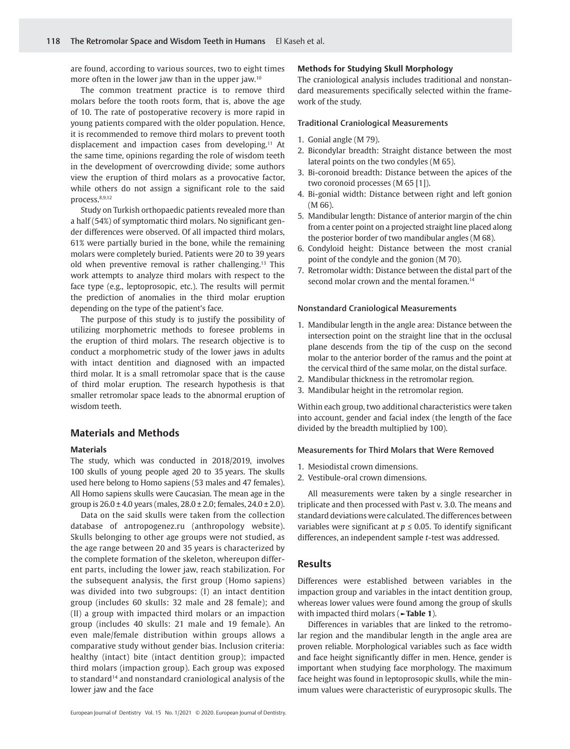are found, according to various sources, two to eight times more often in the lower jaw than in the upper jaw.[10]

The common treatment practice is to remove third molars before the tooth roots form, that is, above the age of 10. The rate of postoperative recovery is more rapid in young patients compared with the older population. Hence, it is recommended to remove third molars to prevent tooth displacement and impaction cases from developing.[11] At the same time, opinions regarding the role of wisdom teeth in the development of overcrowding divide; some authors view the eruption of third molars as a provocative factor, while others do not assign a significant role to the said process.[8,9,12]

Study on Turkish orthopaedic patients revealed more than a half (54%) of symptomatic third molars. No significant gender differences were observed. Of all impacted third molars, 61% were partially buried in the bone, while the remaining molars were completely buried. Patients were 20 to 39 years old when preventive removal is rather challenging.[13] This work attempts to analyze third molars with respect to the face type (e.g., leptoprosopic, etc.). The results will permit the prediction of anomalies in the third molar eruption depending on the type of the patient's face.

The purpose of this study is to justify the possibility of utilizing morphometric methods to foresee problems in the eruption of third molars. The research objective is to conduct a morphometric study of the lower jaws in adults with intact dentition and diagnosed with an impacted third molar. It is a small retromolar space that is the cause of third molar eruption. The research hypothesis is that smaller retromolar space leads to the abnormal eruption of wisdom teeth.

## Materials and Methods

### Materials

The study, which was conducted in 2018/2019, involves 100 skulls of young people aged 20 to 35 years. The skulls used here belong to Homo sapiens (53 males and 47 females). All Homo sapiens skulls were Caucasian. The mean age in the group is $26.0 \pm 4.0$ years (males, $28.0 \pm 2.0$; females, $24.0 \pm 2.0$).

Data on the said skulls were taken from the collection database of antropogenez.ru (anthropology website). Skulls belonging to other age groups were not studied, as the age range between 20 and 35 years is characterized by the complete formation of the skeleton, whereupon different parts, including the lower jaw, reach stabilization. For the subsequent analysis, the first group (Homo sapiens) was divided into two subgroups: (I) an intact dentition group (includes 60 skulls: 32 male and 28 female); and (II) a group with impacted third molars or an impaction group (includes 40 skulls: 21 male and 19 female). An even male/female distribution within groups allows a comparative study without gender bias. Inclusion criteria: healthy (intact) bite (intact dentition group); impacted third molars (impaction group). Each group was exposed to standard[14] and nonstandard craniological analysis of the lower jaw and the face

### Methods for Studying Skull Morphology

The craniological analysis includes traditional and nonstandard measurements specifically selected within the framework of the study.

#### Traditional Craniological Measurements

1. Gonial angle (M 79).
2. Bicondylar breadth: Straight distance between the most lateral points on the two condyles (M 65).
3. Bi-coronoid breadth: Distance between the apices of the two coronoid processes (M 65 [1]).
4. Bi-gonial width: Distance between right and left gonion (M 66).
5. Mandibular length: Distance of anterior margin of the chin from a center point on a projected straight line placed along the posterior border of two mandibular angles (M 68).
6. Condyloid height: Distance between the most cranial point of the condyle and the gonion (M 70).
7. Retromolar width: Distance between the distal part of the second molar crown and the mental foramen.[14]

#### Nonstandard Craniological Measurements

1. Mandibular length in the angle area: Distance between the intersection point on the straight line that in the occlusal plane descends from the tip of the cusp on the second molar to the anterior border of the ramus and the point at the cervical third of the same molar, on the distal surface.
2. Mandibular thickness in the retromolar region.
3. Mandibular height in the retromolar region.

Within each group, two additional characteristics were taken into account, gender and facial index (the length of the face divided by the breadth multiplied by 100).

#### Measurements for Third Molars that Were Removed

1. Mesiodistal crown dimensions.
2. Vestibule-oral crown dimensions.

All measurements were taken by a single researcher in triplicate and then processed with Past v. 3.0. The means and standard deviations were calculated. The differences between variables were significant at $p \leq 0.05$. To identify significant differences, an independent sample *t*-test was addressed.

## Results

Differences were established between variables in the impaction group and variables in the intact dentition group, whereas lower values were found among the group of skulls with impacted third molars (►**Table 1**).

Differences in variables that are linked to the retromolar region and the mandibular length in the angle area are proven reliable. Morphological variables such as face width and face height significantly differ in men. Hence, gender is important when studying face morphology. The maximum face height was found in leptoprosopic skulls, while the minimum values were characteristic of euryprosopic skulls. The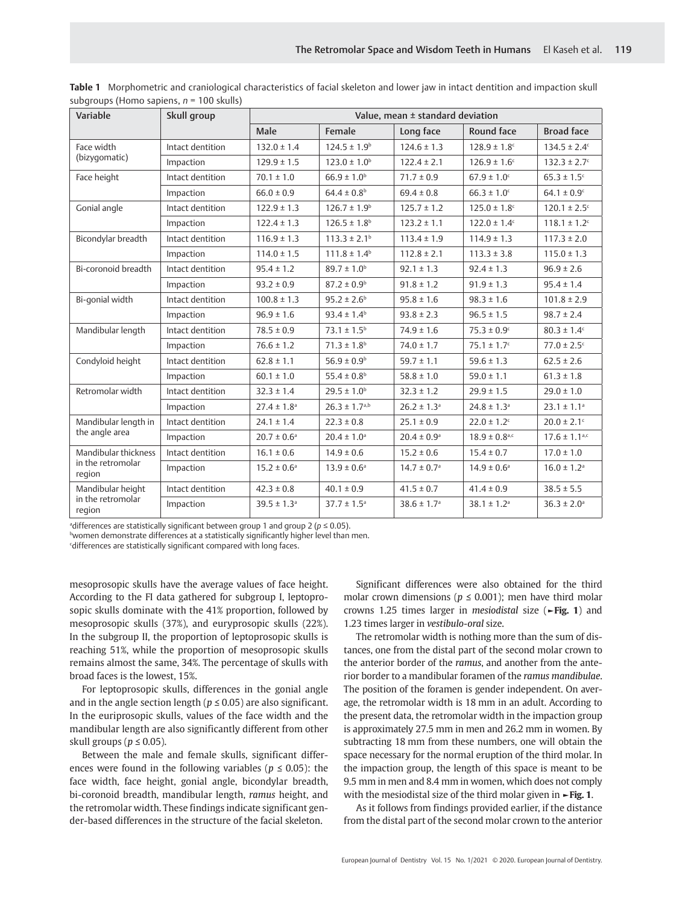**Table 1** Morphometric and craniological characteristics of facial skeleton and lower jaw in intact dentition and impaction skull subgroups (Homo sapiens, $n = 100$ skulls)

| Variable | Skull group | Value, mean ± standard deviation | | | | |
|---|---|---|---|---|---|---|
| | | Male | Female | Long face | Round face | Broad face |
| Face width (bizygomatic) | Intact dentition | 132.0 ± 1.4 | 124.5 ± 1.9[b] | 124.6 ± 1.3 | 128.9 ± 1.8[c] | 134.5 ± 2.4[c] |
| | Impaction | 129.9 ± 1.5 | 123.0 ± 1.0[b] | 122.4 ± 2.1 | 126.9 ± 1.6[c] | 132.3 ± 2.7[c] |
| Face height | Intact dentition | 70.1 ± 1.0 | 66.9 ± 1.0[b] | 71.7 ± 0.9 | 67.9 ± 1.0[c] | 65.3 ± 1.5[c] |
| | Impaction | 66.0 ± 0.9 | 64.4 ± 0.8[b] | 69.4 ± 0.8 | 66.3 ± 1.0[c] | 64.1 ± 0.9[c] |
| Gonial angle | Intact dentition | 122.9 ± 1.3 | 126.7 ± 1.9[b] | 125.7 ± 1.2 | 125.0 ± 1.8[c] | 120.1 ± 2.5[c] |
| | Impaction | 122.4 ± 1.3 | 126.5 ± 1.8[b] | 123.2 ± 1.1 | 122.0 ± 1.4[c] | 118.1 ± 1.2[c] |
| Bicondylar breadth | Intact dentition | 116.9 ± 1.3 | 113.3 ± 2.1[b] | 113.4 ± 1.9 | 114.9 ± 1.3 | 117.3 ± 2.0 |
| | Impaction | 114.0 ± 1.5 | 111.8 ± 1.4[b] | 112.8 ± 2.1 | 113.3 ± 3.8 | 115.0 ± 1.3 |
| Bi-coronoid breadth | Intact dentition | 95.4 ± 1.2 | 89.7 ± 1.0[b] | 92.1 ± 1.3 | 92.4 ± 1.3 | 96.9 ± 2.6 |
| | Impaction | 93.2 ± 0.9 | 87.2 ± 0.9[b] | 91.8 ± 1.2 | 91.9 ± 1.3 | 95.4 ± 1.4 |
| Bi-gonial width | Intact dentition | 100.8 ± 1.3 | 95.2 ± 2.6[b] | 95.8 ± 1.6 | 98.3 ± 1.6 | 101.8 ± 2.9 |
| | Impaction | 96.9 ± 1.6 | 93.4 ± 1.4[b] | 93.8 ± 2.3 | 96.5 ± 1.5 | 98.7 ± 2.4 |
| Mandibular length | Intact dentition | 78.5 ± 0.9 | 73.1 ± 1.5[b] | 74.9 ± 1.6 | 75.3 ± 0.9[c] | 80.3 ± 1.4[c] |
| | Impaction | 76.6 ± 1.2 | 71.3 ± 1.8[b] | 74.0 ± 1.7 | 75.1 ± 1.7[c] | 77.0 ± 2.5[c] |
| Condyloid height | Intact dentition | 62.8 ± 1.1 | 56.9 ± 0.9[b] | 59.7 ± 1.1 | 59.6 ± 1.3 | 62.5 ± 2.6 |
| | Impaction | 60.1 ± 1.0 | 55.4 ± 0.8[b] | 58.8 ± 1.0 | 59.0 ± 1.1 | 61.3 ± 1.8 |
| Retromolar width | Intact dentition | 32.3 ± 1.4 | 29.5 ± 1.0[b] | 32.3 ± 1.2 | 29.9 ± 1.5 | 29.0 ± 1.0 |
| | Impaction | 27.4 ± 1.8[a] | 26.3 ± 1.7[a,b] | 26.2 ± 1.3[a] | 24.8 ± 1.3[a] | 23.1 ± 1.1[a] |
| Mandibular length in the angle area | Intact dentition | 24.1 ± 1.4 | 22.3 ± 0.8 | 25.1 ± 0.9 | 22.0 ± 1.2[c] | 20.0 ± 2.1[c] |
| | Impaction | 20.7 ± 0.6[a] | 20.4 ± 1.0[a] | 20.4 ± 0.9[a] | 18.9 ± 0.8[a,c] | 17.6 ± 1.1[a,c] |
| Mandibular thickness in the retromolar region | Intact dentition | 16.1 ± 0.6 | 14.9 ± 0.6 | 15.2 ± 0.6 | 15.4 ± 0.7 | 17.0 ± 1.0 |
| | Impaction | 15.2 ± 0.6[a] | 13.9 ± 0.6[a] | 14.7 ± 0.7[a] | 14.9 ± 0.6[a] | 16.0 ± 1.2[a] |
| Mandibular height in the retromolar region | Intact dentition | 42.3 ± 0.8 | 40.1 ± 0.9 | 41.5 ± 0.7 | 41.4 ± 0.9 | 38.5 ± 5.5 |
| | Impaction | 39.5 ± 1.3[a] | 37.7 ± 1.5[a] | 38.6 ± 1.7[a] | 38.1 ± 1.2[a] | 36.3 ± 2.0[a] |

[a]differences are statistically significant between group 1 and group 2 ($p \le 0.05$).
[b]women demonstrate differences at a statistically significantly higher level than men.
[c]differences are statistically significant compared with long faces.

mesoprosopic skulls have the average values of face height. According to the FI data gathered for subgroup I, leptoprosopic skulls dominate with the 41% proportion, followed by mesoprosopic skulls (37%), and euryprosopic skulls (22%). In the subgroup II, the proportion of leptoprosopic skulls is reaching 51%, while the proportion of mesoprosopic skulls remains almost the same, 34%. The percentage of skulls with broad faces is the lowest, 15%.

For leptoprosopic skulls, differences in the gonial angle and in the angle section length ($p \le 0.05$) are also significant. In the euriprosopic skulls, values of the face width and the mandibular length are also significantly different from other skull groups ($p \le 0.05$).

Between the male and female skulls, significant differences were found in the following variables ($p \le 0.05$): the face width, face height, gonial angle, bicondylar breadth, bi-coronoid breadth, mandibular length, *ramus* height, and the retromolar width. These findings indicate significant gender-based differences in the structure of the facial skeleton.

Significant differences were also obtained for the third molar crown dimensions ($p \le 0.001$); men have third molar crowns 1.25 times larger in *mesiodistal* size (►**Fig. 1**) and 1.23 times larger in *vestibulo-oral* size.

The retromolar width is nothing more than the sum of distances, one from the distal part of the second molar crown to the anterior border of the *ramus*, and another from the anterior border to a mandibular foramen of the *ramus mandibulae*. The position of the foramen is gender independent. On average, the retromolar width is 18 mm in an adult. According to the present data, the retromolar width in the impaction group is approximately 27.5 mm in men and 26.2 mm in women. By subtracting 18 mm from these numbers, one will obtain the space necessary for the normal eruption of the third molar. In the impaction group, the length of this space is meant to be 9.5 mm in men and 8.4 mm in women, which does not comply with the mesiodistal size of the third molar given in ►**Fig. 1**.

As it follows from findings provided earlier, if the distance from the distal part of the second molar crown to the anterior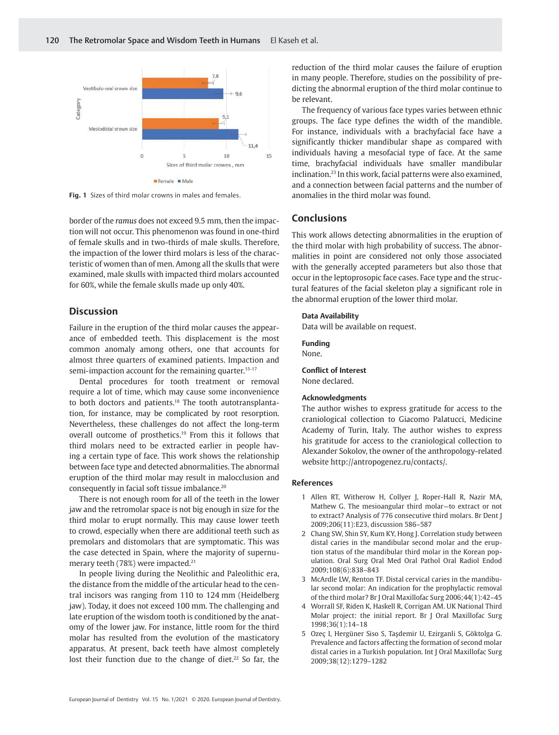Fig. 1 Sizes of third molar crowns in males and females.

border of the *ramus* does not exceed 9.5 mm, then the impaction will not occur. This phenomenon was found in one-third of female skulls and in two-thirds of male skulls. Therefore, the impaction of the lower third molars is less of the characteristic of women than of men. Among all the skulls that were examined, male skulls with impacted third molars accounted for 60%, while the female skulls made up only 40%.

## Discussion

Failure in the eruption of the third molar causes the appearance of embedded teeth. This displacement is the most common anomaly among others, one that accounts for almost three quarters of examined patients. Impaction and semi-impaction account for the remaining quarter.[15–17]

Dental procedures for tooth treatment or removal require a lot of time, which may cause some inconvenience to both doctors and patients.[18] The tooth autotransplantation, for instance, may be complicated by root resorption. Nevertheless, these challenges do not affect the long-term overall outcome of prosthetics.[19] From this it follows that third molars need to be extracted earlier in people having a certain type of face. This work shows the relationship between face type and detected abnormalities. The abnormal eruption of the third molar may result in malocclusion and consequently in facial soft tissue imbalance.[20]

There is not enough room for all of the teeth in the lower jaw and the retromolar space is not big enough in size for the third molar to erupt normally. This may cause lower teeth to crowd, especially when there are additional teeth such as premolars and distomolars that are symptomatic. This was the case detected in Spain, where the majority of supernumerary teeth (78%) were impacted.[21]

In people living during the Neolithic and Paleolithic era, the distance from the middle of the articular head to the central incisors was ranging from 110 to 124 mm (Heidelberg jaw). Today, it does not exceed 100 mm. The challenging and late eruption of the wisdom tooth is conditioned by the anatomy of the lower jaw. For instance, little room for the third molar has resulted from the evolution of the masticatory apparatus. At present, back teeth have almost completely lost their function due to the change of diet.[22] So far, the reduction of the third molar causes the failure of eruption in many people. Therefore, studies on the possibility of predicting the abnormal eruption of the third molar continue to be relevant.

The frequency of various face types varies between ethnic groups. The face type defines the width of the mandible. For instance, individuals with a brachyfacial face have a significantly thicker mandibular shape as compared with individuals having a mesofacial type of face. At the same time, brachyfacial individuals have smaller mandibular inclination.[23] In this work, facial patterns were also examined, and a connection between facial patterns and the number of anomalies in the third molar was found.

## Conclusions

This work allows detecting abnormalities in the eruption of the third molar with high probability of success. The abnormalities in point are considered not only those associated with the generally accepted parameters but also those that occur in the leptoprosopic face cases. Face type and the structural features of the facial skeleton play a significant role in the abnormal eruption of the lower third molar.

**Data Availability**
Data will be available on request.

**Funding**
None.

**Conflict of Interest**
None declared.

**Acknowledgments**
The author wishes to express gratitude for access to the craniological collection to Giacomo Palatucci, Medicine Academy of Turin, Italy. The author wishes to express his gratitude for access to the craniological collection to Alexander Sokolov, the owner of the anthropology-related website http://antropogenez.ru/contacts/.

## References

1. Allen RT, Witherow H, Collyer J, Roper-Hall R, Nazir MA, Mathew G. The mesioangular third molar—to extract or not to extract? Analysis of 776 consecutive third molars. Br Dent J 2009;206(11):E23, discussion 586–587
2. Chang SW, Shin SY, Kum KY, Hong J. Correlation study between distal caries in the mandibular second molar and the eruption status of the mandibular third molar in the Korean population. Oral Surg Oral Med Oral Pathol Oral Radiol Endod 2009;108(6):838–843
3. McArdle LW, Renton TF. Distal cervical caries in the mandibular second molar: An indication for the prophylactic removal of the third molar? Br J Oral Maxillofac Surg 2006;44(1):42–45
4. Worrall SF, Riden K, Haskell R, Corrigan AM. UK National Third Molar project: the initial report. Br J Oral Maxillofac Surg 1998;36(1):14–18
5. Ozeç I, Hergüner Siso S, Taşdemir U, Ezirganli S, Göktolga G. Prevalence and factors affecting the formation of second molar distal caries in a Turkish population. Int J Oral Maxillofac Surg 2009;38(12):1279–1282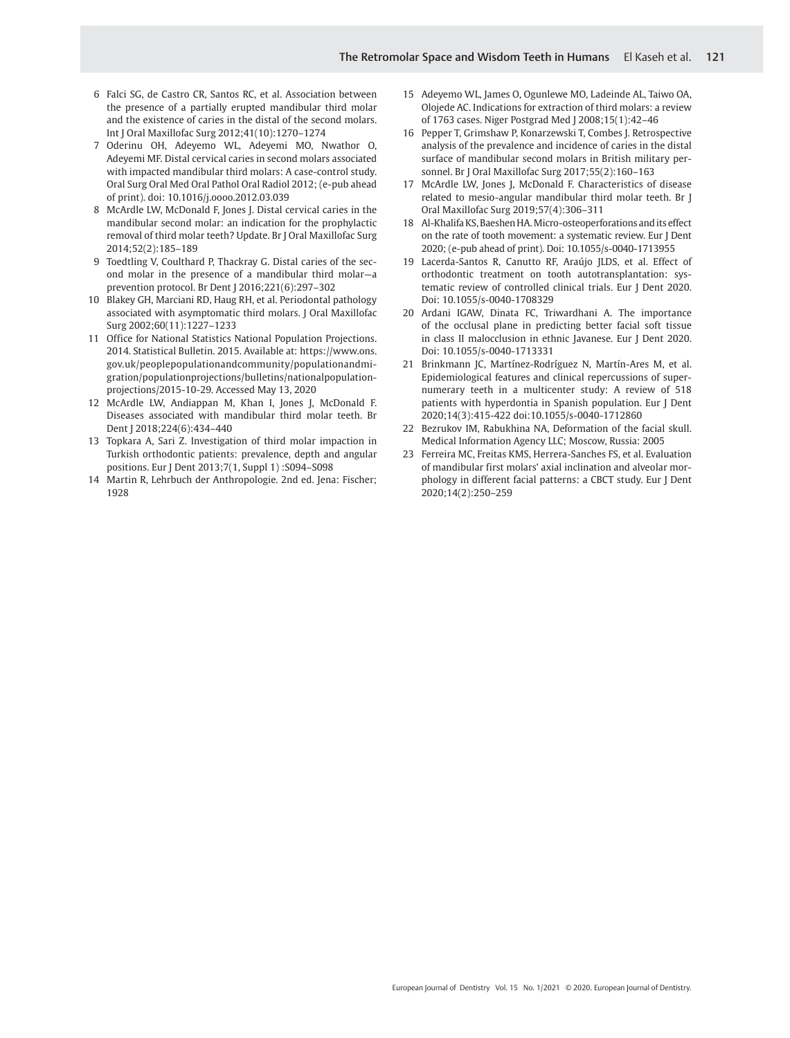6 Falci SG, de Castro CR, Santos RC, et al. Association between the presence of a partially erupted mandibular third molar and the existence of caries in the distal of the second molars. Int J Oral Maxillofac Surg 2012;41(10):1270–1274

7 Oderinu OH, Adeyemo WL, Adeyemi MO, Nwathor O, Adeyemi MF. Distal cervical caries in second molars associated with impacted mandibular third molars: A case-control study. Oral Surg Oral Med Oral Pathol Oral Radiol 2012; (e-pub ahead of print). doi: 10.1016/j.oooo.2012.03.039

8 McArdle LW, McDonald F, Jones J. Distal cervical caries in the mandibular second molar: an indication for the prophylactic removal of third molar teeth? Update. Br J Oral Maxillofac Surg 2014;52(2):185–189

9 Toedtling V, Coulthard P, Thackray G. Distal caries of the second molar in the presence of a mandibular third molar—a prevention protocol. Br Dent J 2016;221(6):297–302

10 Blakey GH, Marciani RD, Haug RH, et al. Periodontal pathology associated with asymptomatic third molars. J Oral Maxillofac Surg 2002;60(11):1227–1233

11 Office for National Statistics National Population Projections. 2014. Statistical Bulletin. 2015. Available at: https://www.ons.gov.uk/peoplepopulationandcommunity/populationandmigration/populationprojections/bulletins/nationalpopulationprojections/2015-10-29. Accessed May 13, 2020

12 McArdle LW, Andiappan M, Khan I, Jones J, McDonald F. Diseases associated with mandibular third molar teeth. Br Dent J 2018;224(6):434–440

13 Topkara A, Sari Z. Investigation of third molar impaction in Turkish orthodontic patients: prevalence, depth and angular positions. Eur J Dent 2013;7(1, Suppl 1) :S094–S098

14 Martin R, Lehrbuch der Anthropologie. 2nd ed. Jena: Fischer; 1928

15 Adeyemo WL, James O, Ogunlewe MO, Ladeinde AL, Taiwo OA, Olojede AC. Indications for extraction of third molars: a review of 1763 cases. Niger Postgrad Med J 2008;15(1):42–46

16 Pepper T, Grimshaw P, Konarzewski T, Combes J. Retrospective analysis of the prevalence and incidence of caries in the distal surface of mandibular second molars in British military personnel. Br J Oral Maxillofac Surg 2017;55(2):160–163

17 McArdle LW, Jones J, McDonald F. Characteristics of disease related to mesio-angular mandibular third molar teeth. Br J Oral Maxillofac Surg 2019;57(4):306–311

18 Al-Khalifa KS, Baeshen HA. Micro-osteoperforations and its effect on the rate of tooth movement: a systematic review. Eur J Dent 2020; (e-pub ahead of print). Doi: 10.1055/s-0040-1713955

19 Lacerda-Santos R, Canutto RF, Araújo JLDS, et al. Effect of orthodontic treatment on tooth autotransplantation: systematic review of controlled clinical trials. Eur J Dent 2020. Doi: 10.1055/s-0040-1708329

20 Ardani IGAW, Dinata FC, Triwardhani A. The importance of the occlusal plane in predicting better facial soft tissue in class II malocclusion in ethnic Javanese. Eur J Dent 2020. Doi: 10.1055/s-0040-1713331

21 Brinkmann JC, Martínez-Rodríguez N, Martín-Ares M, et al. Epidemiological features and clinical repercussions of supernumerary teeth in a multicenter study: A review of 518 patients with hyperdontia in Spanish population. Eur J Dent 2020;14(3):415-422 doi:10.1055/s-0040-1712860

22 Bezrukov IM, Rabukhina NA, Deformation of the facial skull. Medical Information Agency LLC; Moscow, Russia: 2005

23 Ferreira MC, Freitas KMS, Herrera-Sanches FS, et al. Evaluation of mandibular first molars' axial inclination and alveolar morphology in different facial patterns: a CBCT study. Eur J Dent 2020;14(2):250–259